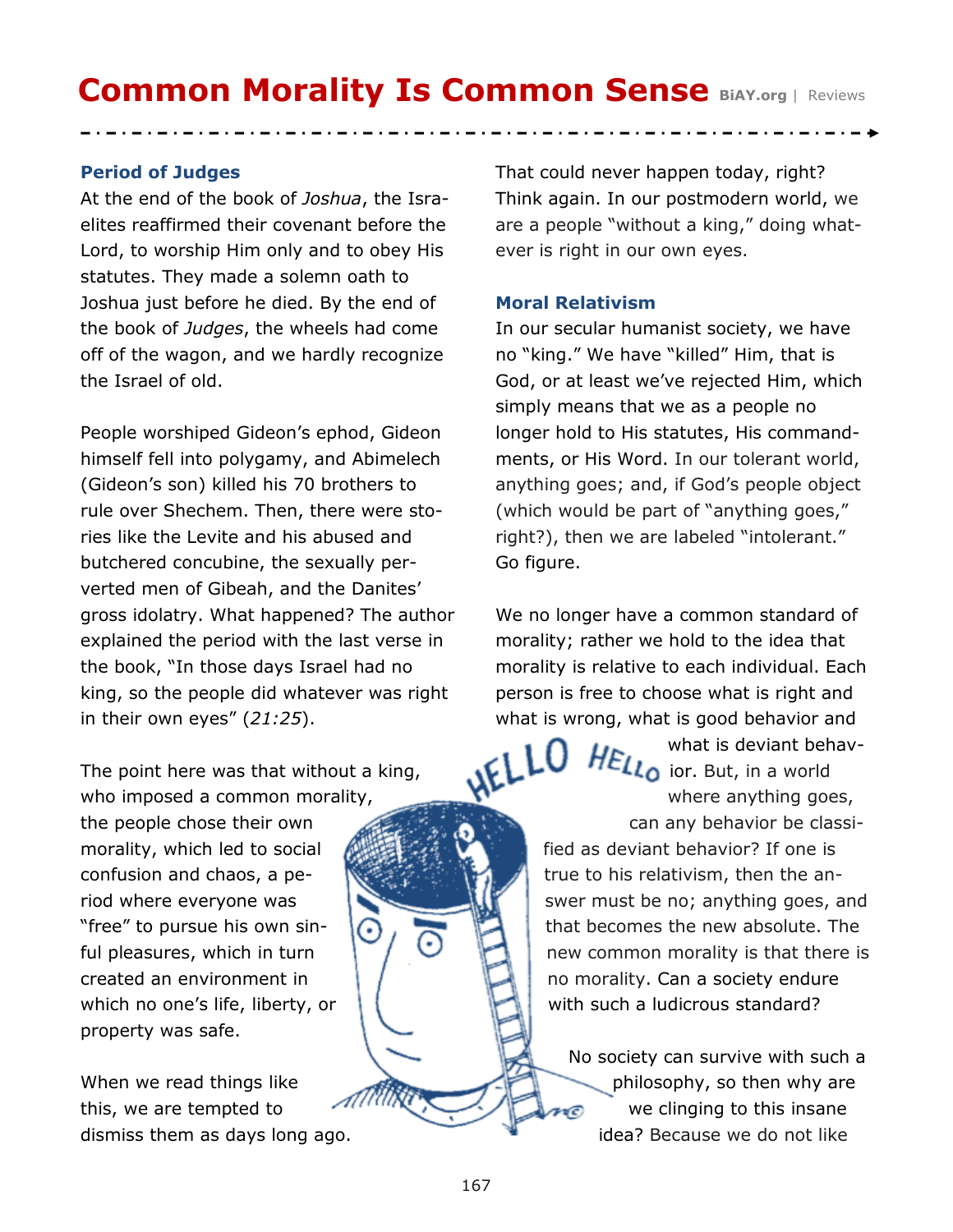# Common Morality Is Common Sense

### Period of Judges

At the end of the book of *Joshua*, the Israelites reaffirmed their covenant before the Lord, to worship Him only and to obey His statutes. They made a solemn oath to Joshua just before he died. By the end of the book of *Judges*, the wheels had come off of the wagon, and we hardly recognize the Israel of old.

People worshiped Gideon's ephod, Gideon himself fell into polygamy, and Abimelech (Gideon's son) killed his 70 brothers to rule over Shechem. Then, there were stories like the Levite and his abused and butchered concubine, the sexually perverted men of Gibeah, and the Danites' gross idolatry. What happened? The author explained the period with the last verse in the book, "In those days Israel had no king, so the people did whatever was right in their own eyes" (*21:25*).

The point here was that without a king, who imposed a common morality, the people chose their own morality, which led to social confusion and chaos, a period where everyone was "free" to pursue his own sinful pleasures, which in turn created an environment in which no one's life, liberty, or property was safe.

When we read things like this, we are tempted to dismiss them as days long ago. That could never happen today, right? Think again. In our postmodern world, we are a people "without a king," doing whatever is right in our own eyes.

### Moral Relativism

In our secular humanist society, we have no "king." We have "killed" Him, that is God, or at least we've rejected Him, which simply means that we as a people no longer hold to His statutes, His commandments, or His Word. In our tolerant world, anything goes; and, if God's people object (which would be part of "anything goes," right?), then we are labeled "intolerant." Go figure.

We no longer have a common standard of morality; rather we hold to the idea that morality is relative to each individual. Each person is free to choose what is right and what is wrong, what is good behavior and what is deviant behavior. But, in a world where anything goes, can any behavior be classified as deviant behavior? If one is true to his relativism, then the answer must be no; anything goes, and that becomes the new absolute. The new common morality is that there is no morality. Can a society endure with such a ludicrous standard?

No society can survive with such a philosophy, so then why are we clinging to this insane idea? Because we do not like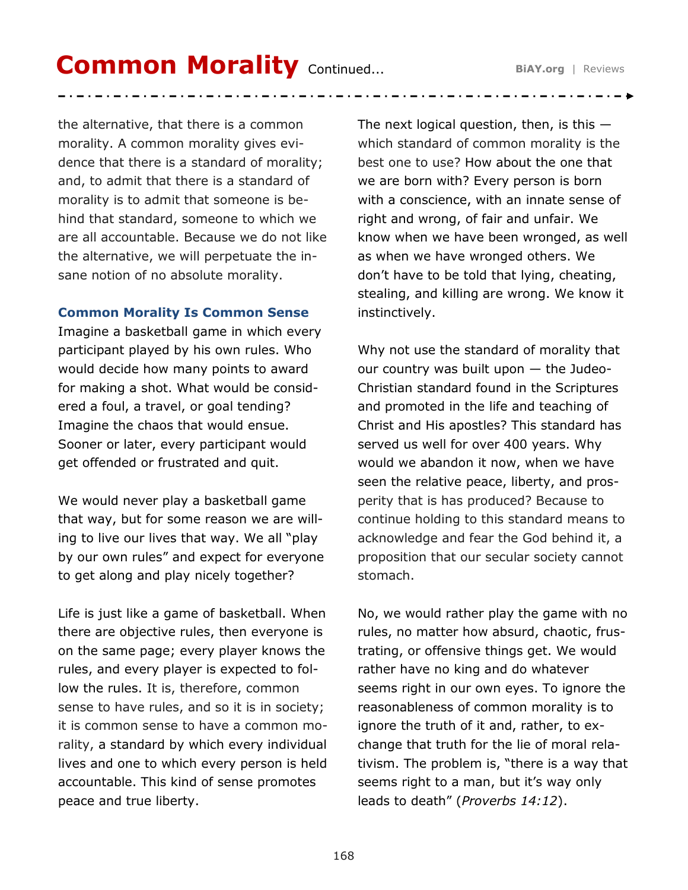the alternative, that there is a common morality. A common morality gives evidence that there is a standard of morality; and, to admit that there is a standard of morality is to admit that someone is behind that standard, someone to which we are all accountable. Because we do not like the alternative, we will perpetuate the insane notion of no absolute morality.

### Common Morality Is Common Sense

Imagine a basketball game in which every participant played by his own rules. Who would decide how many points to award for making a shot. What would be considered a foul, a travel, or goal tending? Imagine the chaos that would ensue. Sooner or later, every participant would get offended or frustrated and quit.

We would never play a basketball game that way, but for some reason we are willing to live our lives that way. We all "play by our own rules" and expect for everyone to get along and play nicely together?

Life is just like a game of basketball. When there are objective rules, then everyone is on the same page; every player knows the rules, and every player is expected to follow the rules. It is, therefore, common sense to have rules, and so it is in society; it is common sense to have a common morality, a standard by which every individual lives and one to which every person is held accountable. This kind of sense promotes peace and true liberty.

The next logical question, then, is this — which standard of common morality is the best one to use? How about the one that we are born with? Every person is born with a conscience, with an innate sense of right and wrong, of fair and unfair. We know when we have been wronged, as well as when we have wronged others. We don't have to be told that lying, cheating, stealing, and killing are wrong. We know it instinctively.

Why not use the standard of morality that our country was built upon — the Judeo-Christian standard found in the Scriptures and promoted in the life and teaching of Christ and His apostles? This standard has served us well for over 400 years. Why would we abandon it now, when we have seen the relative peace, liberty, and prosperity that is has produced? Because to continue holding to this standard means to acknowledge and fear the God behind it, a proposition that our secular society cannot stomach.

No, we would rather play the game with no rules, no matter how absurd, chaotic, frustrating, or offensive things get. We would rather have no king and do whatever seems right in our own eyes. To ignore the reasonableness of common morality is to ignore the truth of it and, rather, to exchange that truth for the lie of moral relativism. The problem is, "there is a way that seems right to a man, but it's way only leads to death" (*Proverbs 14:12*).